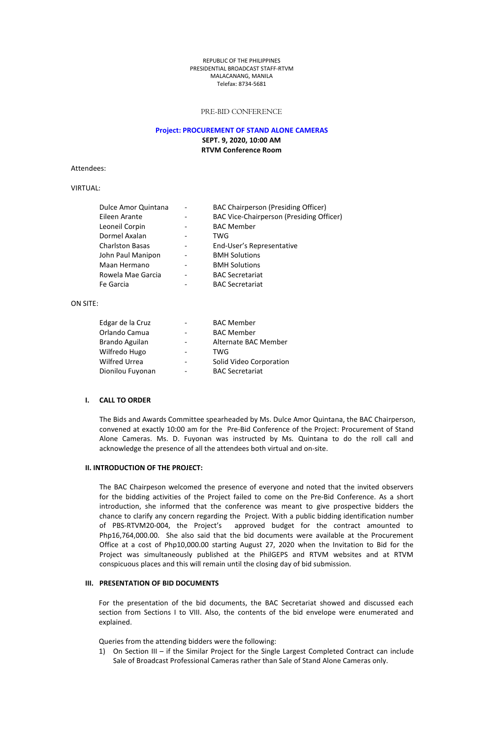REPUBLIC OF THE PHILIPPINES
PRESIDENTIAL BROADCAST STAFF-RTVM
MALACANANG, MANILA
Telefax: 8734-5681

PRE-BID CONFERENCE

**Project: PROCUREMENT OF STAND ALONE CAMERAS**

**SEPT. 9, 2020, 10:00 AM**

**RTVM Conference Room**

Attendees:

VIRTUAL:

| | | |
|---|---|---|
| Dulce Amor Quintana | - | BAC Chairperson (Presiding Officer) |
| Eileen Arante | - | BAC Vice-Chairperson (Presiding Officer) |
| Leoneil Corpin | - | BAC Member |
| Dormel Axalan | - | TWG |
| Charlston Basas | - | End-User's Representative |
| John Paul Manipon | - | BMH Solutions |
| Maan Hermano | - | BMH Solutions |
| Rowela Mae Garcia | - | BAC Secretariat |
| Fe Garcia | - | BAC Secretariat |

ON SITE:

| | | |
|---|---|---|
| Edgar de la Cruz | - | BAC Member |
| Orlando Camua | - | BAC Member |
| Brando Aguilan | - | Alternate BAC Member |
| Wilfredo Hugo | - | TWG |
| Wilfred Urrea | - | Solid Video Corporation |
| Dionilou Fuyonan | - | BAC Secretariat |

## I. CALL TO ORDER

The Bids and Awards Committee spearheaded by Ms. Dulce Amor Quintana, the BAC Chairperson, convened at exactly 10:00 am for the Pre-Bid Conference of the Project: Procurement of Stand Alone Cameras. Ms. D. Fuyonan was instructed by Ms. Quintana to do the roll call and acknowledge the presence of all the attendees both virtual and on-site.

## II. INTRODUCTION OF THE PROJECT:

The BAC Chairpeson welcomed the presence of everyone and noted that the invited observers for the bidding activities of the Project failed to come on the Pre-Bid Conference. As a short introduction, she informed that the conference was meant to give prospective bidders the chance to clarify any concern regarding the Project. With a public bidding identification number of PBS-RTVM20-004, the Project's approved budget for the contract amounted to Php16,764,000.00. She also said that the bid documents were available at the Procurement Office at a cost of Php10,000.00 starting August 27, 2020 when the Invitation to Bid for the Project was simultaneously published at the PhilGEPS and RTVM websites and at RTVM conspicuous places and this will remain until the closing day of bid submission.

## III. PRESENTATION OF BID DOCUMENTS

For the presentation of the bid documents, the BAC Secretariat showed and discussed each section from Sections I to VIII. Also, the contents of the bid envelope were enumerated and explained.

Queries from the attending bidders were the following:

1) On Section III – if the Similar Project for the Single Largest Completed Contract can include Sale of Broadcast Professional Cameras rather than Sale of Stand Alone Cameras only.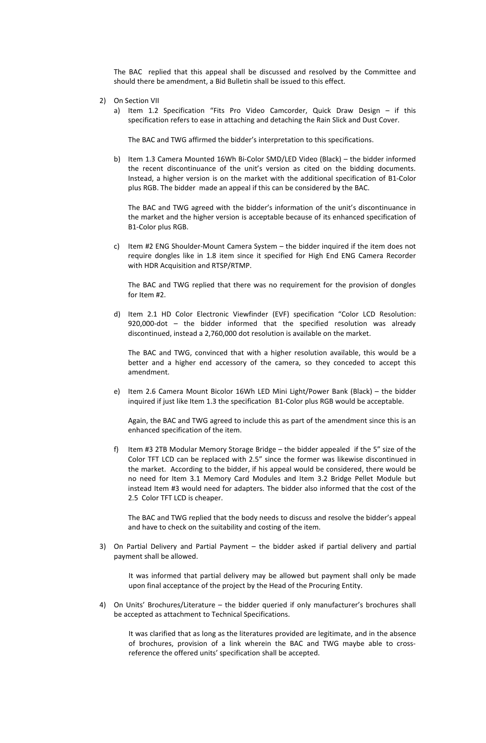The BAC replied that this appeal shall be discussed and resolved by the Committee and should there be amendment, a Bid Bulletin shall be issued to this effect.

2) On Section VII

   a) Item 1.2 Specification "Fits Pro Video Camcorder, Quick Draw Design – if this specification refers to ease in attaching and detaching the Rain Slick and Dust Cover.

      The BAC and TWG affirmed the bidder's interpretation to this specifications.

   b) Item 1.3 Camera Mounted 16Wh Bi-Color SMD/LED Video (Black) – the bidder informed the recent discontinuance of the unit's version as cited on the bidding documents. Instead, a higher version is on the market with the additional specification of B1-Color plus RGB. The bidder made an appeal if this can be considered by the BAC.

      The BAC and TWG agreed with the bidder's information of the unit's discontinuance in the market and the higher version is acceptable because of its enhanced specification of B1-Color plus RGB.

   c) Item #2 ENG Shoulder-Mount Camera System – the bidder inquired if the item does not require dongles like in 1.8 item since it specified for High End ENG Camera Recorder with HDR Acquisition and RTSP/RTMP.

      The BAC and TWG replied that there was no requirement for the provision of dongles for Item #2.

   d) Item 2.1 HD Color Electronic Viewfinder (EVF) specification "Color LCD Resolution: 920,000-dot – the bidder informed that the specified resolution was already discontinued, instead a 2,760,000 dot resolution is available on the market.

      The BAC and TWG, convinced that with a higher resolution available, this would be a better and a higher end accessory of the camera, so they conceded to accept this amendment.

   e) Item 2.6 Camera Mount Bicolor 16Wh LED Mini Light/Power Bank (Black) – the bidder inquired if just like Item 1.3 the specification B1-Color plus RGB would be acceptable.

      Again, the BAC and TWG agreed to include this as part of the amendment since this is an enhanced specification of the item.

   f) Item #3 2TB Modular Memory Storage Bridge – the bidder appealed if the 5" size of the Color TFT LCD can be replaced with 2.5" since the former was likewise discontinued in the market. According to the bidder, if his appeal would be considered, there would be no need for Item 3.1 Memory Card Modules and Item 3.2 Bridge Pellet Module but instead Item #3 would need for adapters. The bidder also informed that the cost of the 2.5 Color TFT LCD is cheaper.

      The BAC and TWG replied that the body needs to discuss and resolve the bidder's appeal and have to check on the suitability and costing of the item.

3) On Partial Delivery and Partial Payment – the bidder asked if partial delivery and partial payment shall be allowed.

   It was informed that partial delivery may be allowed but payment shall only be made upon final acceptance of the project by the Head of the Procuring Entity.

4) On Units' Brochures/Literature – the bidder queried if only manufacturer's brochures shall be accepted as attachment to Technical Specifications.

   It was clarified that as long as the literatures provided are legitimate, and in the absence of brochures, provision of a link wherein the BAC and TWG maybe able to cross-reference the offered units' specification shall be accepted.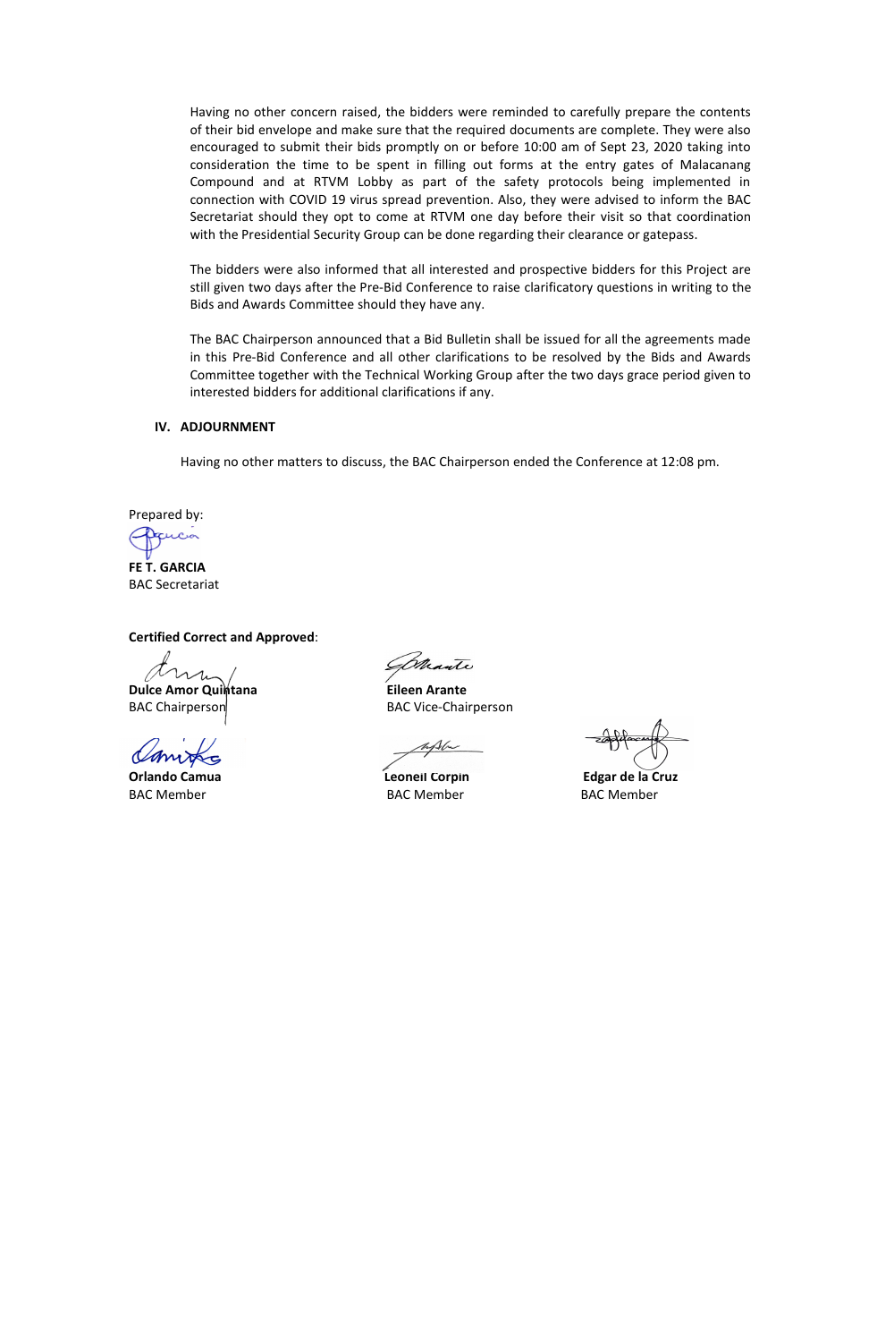Having no other concern raised, the bidders were reminded to carefully prepare the contents of their bid envelope and make sure that the required documents are complete. They were also encouraged to submit their bids promptly on or before 10:00 am of Sept 23, 2020 taking into consideration the time to be spent in filling out forms at the entry gates of Malacanang Compound and at RTVM Lobby as part of the safety protocols being implemented in connection with COVID 19 virus spread prevention. Also, they were advised to inform the BAC Secretariat should they opt to come at RTVM one day before their visit so that coordination with the Presidential Security Group can be done regarding their clearance or gatepass.

The bidders were also informed that all interested and prospective bidders for this Project are still given two days after the Pre-Bid Conference to raise clarificatory questions in writing to the Bids and Awards Committee should they have any.

The BAC Chairperson announced that a Bid Bulletin shall be issued for all the agreements made in this Pre-Bid Conference and all other clarifications to be resolved by the Bids and Awards Committee together with the Technical Working Group after the two days grace period given to interested bidders for additional clarifications if any.

## IV. ADJOURNMENT

Having no other matters to discuss, the BAC Chairperson ended the Conference at 12:08 pm.

Prepared by:

**FE T. GARCIA**
BAC Secretariat

**Certified Correct and Approved**:

**Dulce Amor Quintana**
BAC Chairperson

**Eileen Arante**
BAC Vice-Chairperson

**Orlando Camua**
BAC Member

**Leonell Corpin**
BAC Member

**Edgar de la Cruz**
BAC Member